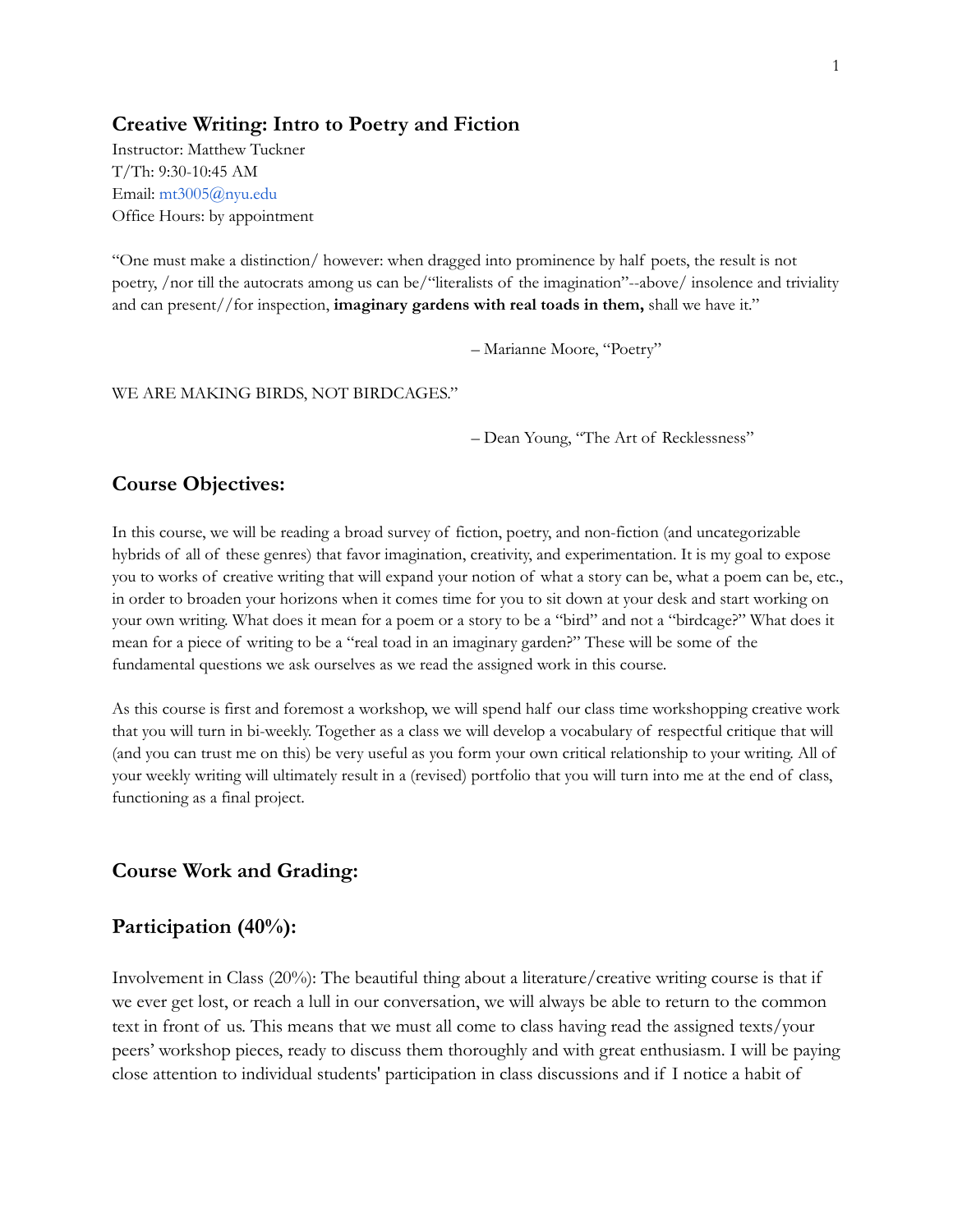## Creative Writing: Intro to Poetry and Fiction

Instructor: Matthew Tuckner
T/Th: 9:30-10:45 AM
Email: mt3005@nyu.edu
Office Hours: by appointment

"One must make a distinction/ however: when dragged into prominence by half poets, the result is not poetry, /nor till the autocrats among us can be/"literalists of the imagination"--above/ insolence and triviality and can present//for inspection, **imaginary gardens with real toads in them,** shall we have it."

– Marianne Moore, "Poetry"

WE ARE MAKING BIRDS, NOT BIRDCAGES."

– Dean Young, "The Art of Recklessness"

## Course Objectives:

In this course, we will be reading a broad survey of fiction, poetry, and non-fiction (and uncategorizable hybrids of all of these genres) that favor imagination, creativity, and experimentation. It is my goal to expose you to works of creative writing that will expand your notion of what a story can be, what a poem can be, etc., in order to broaden your horizons when it comes time for you to sit down at your desk and start working on your own writing. What does it mean for a poem or a story to be a "bird" and not a "birdcage?" What does it mean for a piece of writing to be a "real toad in an imaginary garden?" These will be some of the fundamental questions we ask ourselves as we read the assigned work in this course.

As this course is first and foremost a workshop, we will spend half our class time workshopping creative work that you will turn in bi-weekly. Together as a class we will develop a vocabulary of respectful critique that will (and you can trust me on this) be very useful as you form your own critical relationship to your writing. All of your weekly writing will ultimately result in a (revised) portfolio that you will turn into me at the end of class, functioning as a final project.

## Course Work and Grading:

## Participation (40%):

Involvement in Class (20%): The beautiful thing about a literature/creative writing course is that if we ever get lost, or reach a lull in our conversation, we will always be able to return to the common text in front of us. This means that we must all come to class having read the assigned texts/your peers' workshop pieces, ready to discuss them thoroughly and with great enthusiasm. I will be paying close attention to individual students' participation in class discussions and if I notice a habit of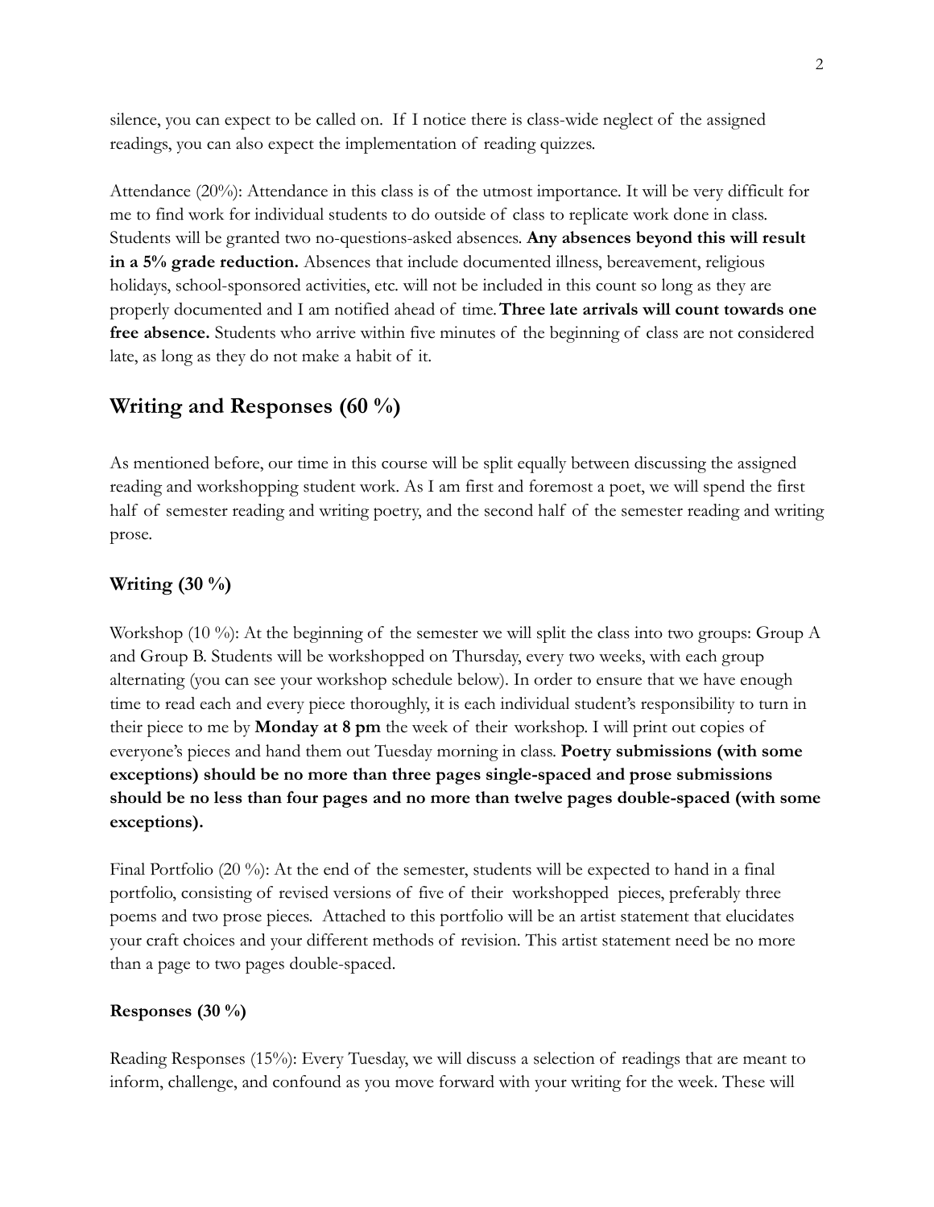silence, you can expect to be called on. If I notice there is class-wide neglect of the assigned readings, you can also expect the implementation of reading quizzes.

Attendance (20%): Attendance in this class is of the utmost importance. It will be very difficult for me to find work for individual students to do outside of class to replicate work done in class. Students will be granted two no-questions-asked absences. **Any absences beyond this will result in a 5% grade reduction.** Absences that include documented illness, bereavement, religious holidays, school-sponsored activities, etc. will not be included in this count so long as they are properly documented and I am notified ahead of time. **Three late arrivals will count towards one free absence.** Students who arrive within five minutes of the beginning of class are not considered late, as long as they do not make a habit of it.

## Writing and Responses (60 %)

As mentioned before, our time in this course will be split equally between discussing the assigned reading and workshopping student work. As I am first and foremost a poet, we will spend the first half of semester reading and writing poetry, and the second half of the semester reading and writing prose.

### Writing (30 %)

Workshop (10 %): At the beginning of the semester we will split the class into two groups: Group A and Group B. Students will be workshopped on Thursday, every two weeks, with each group alternating (you can see your workshop schedule below). In order to ensure that we have enough time to read each and every piece thoroughly, it is each individual student's responsibility to turn in their piece to me by **Monday at 8 pm** the week of their workshop. I will print out copies of everyone's pieces and hand them out Tuesday morning in class. **Poetry submissions (with some exceptions) should be no more than three pages single-spaced and prose submissions should be no less than four pages and no more than twelve pages double-spaced (with some exceptions).**

Final Portfolio (20 %): At the end of the semester, students will be expected to hand in a final portfolio, consisting of revised versions of five of their workshopped pieces, preferably three poems and two prose pieces. Attached to this portfolio will be an artist statement that elucidates your craft choices and your different methods of revision. This artist statement need be no more than a page to two pages double-spaced.

### Responses (30 %)

Reading Responses (15%): Every Tuesday, we will discuss a selection of readings that are meant to inform, challenge, and confound as you move forward with your writing for the week. These will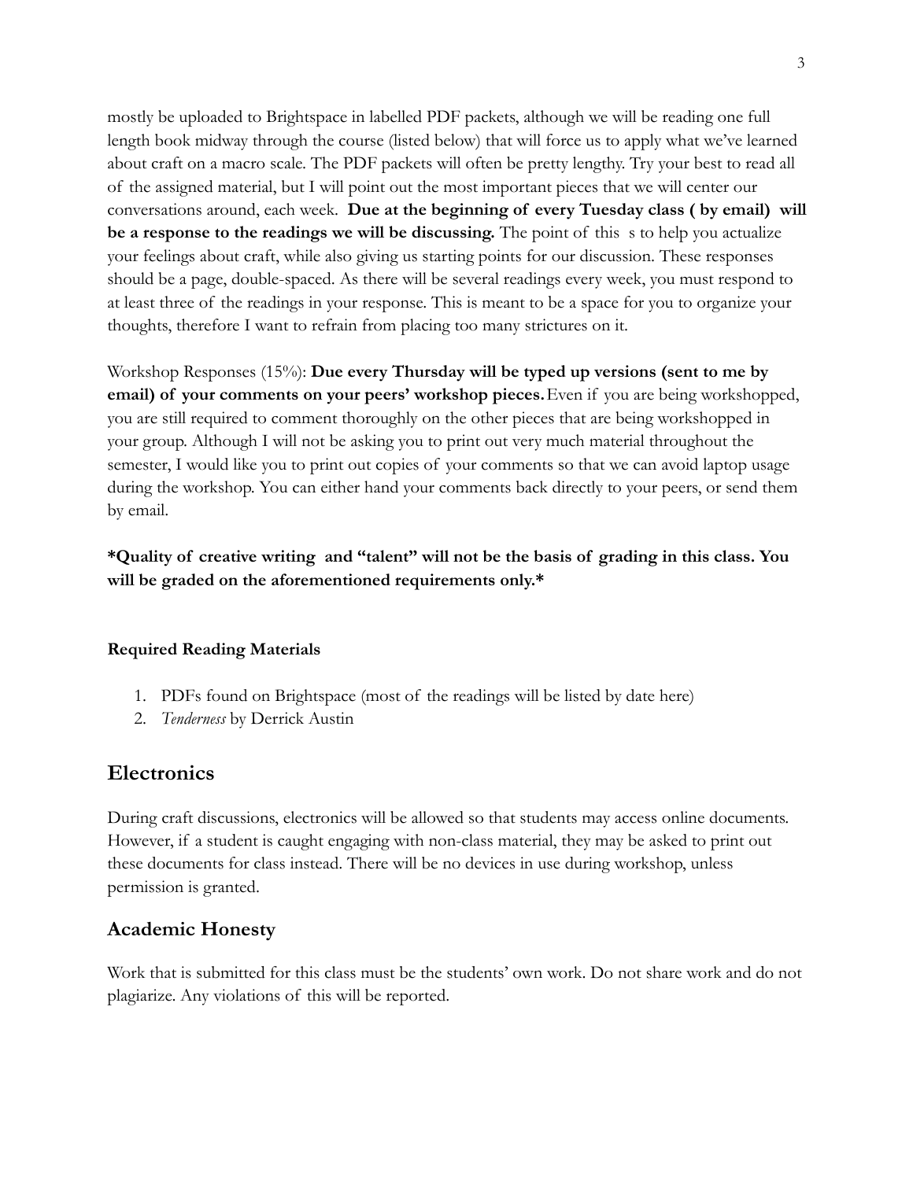mostly be uploaded to Brightspace in labelled PDF packets, although we will be reading one full length book midway through the course (listed below) that will force us to apply what we've learned about craft on a macro scale. The PDF packets will often be pretty lengthy. Try your best to read all of the assigned material, but I will point out the most important pieces that we will center our conversations around, each week. **Due at the beginning of every Tuesday class ( by email) will be a response to the readings we will be discussing.** The point of this s to help you actualize your feelings about craft, while also giving us starting points for our discussion. These responses should be a page, double-spaced. As there will be several readings every week, you must respond to at least three of the readings in your response. This is meant to be a space for you to organize your thoughts, therefore I want to refrain from placing too many strictures on it.

Workshop Responses (15%): **Due every Thursday will be typed up versions (sent to me by email) of your comments on your peers' workshop pieces.** Even if you are being workshopped, you are still required to comment thoroughly on the other pieces that are being workshopped in your group. Although I will not be asking you to print out very much material throughout the semester, I would like you to print out copies of your comments so that we can avoid laptop usage during the workshop. You can either hand your comments back directly to your peers, or send them by email.

**\*Quality of creative writing and "talent" will not be the basis of grading in this class. You will be graded on the aforementioned requirements only.\***

**Required Reading Materials**

1. PDFs found on Brightspace (most of the readings will be listed by date here)
2. *Tenderness* by Derrick Austin

## Electronics

During craft discussions, electronics will be allowed so that students may access online documents. However, if a student is caught engaging with non-class material, they may be asked to print out these documents for class instead. There will be no devices in use during workshop, unless permission is granted.

## Academic Honesty

Work that is submitted for this class must be the students' own work. Do not share work and do not plagiarize. Any violations of this will be reported.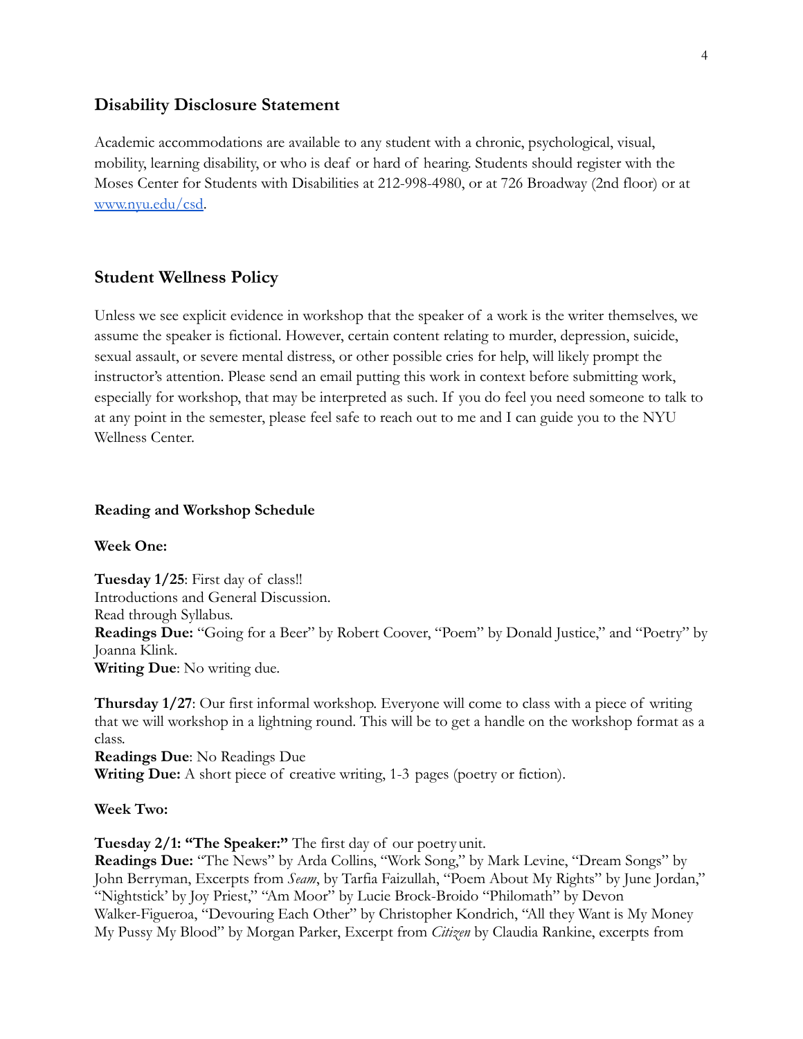## Disability Disclosure Statement

Academic accommodations are available to any student with a chronic, psychological, visual, mobility, learning disability, or who is deaf or hard of hearing. Students should register with the Moses Center for Students with Disabilities at 212-998-4980, or at 726 Broadway (2nd floor) or at www.nyu.edu/csd.

## Student Wellness Policy

Unless we see explicit evidence in workshop that the speaker of a work is the writer themselves, we assume the speaker is fictional. However, certain content relating to murder, depression, suicide, sexual assault, or severe mental distress, or other possible cries for help, will likely prompt the instructor's attention. Please send an email putting this work in context before submitting work, especially for workshop, that may be interpreted as such. If you do feel you need someone to talk to at any point in the semester, please feel safe to reach out to me and I can guide you to the NYU Wellness Center.

**Reading and Workshop Schedule**

**Week One:**

**Tuesday 1/25**: First day of class!!
Introductions and General Discussion.
Read through Syllabus.
**Readings Due:** "Going for a Beer" by Robert Coover, "Poem" by Donald Justice," and "Poetry" by Joanna Klink.
**Writing Due**: No writing due.

**Thursday 1/27**: Our first informal workshop. Everyone will come to class with a piece of writing that we will workshop in a lightning round. This will be to get a handle on the workshop format as a class.
**Readings Due**: No Readings Due
**Writing Due:** A short piece of creative writing, 1-3 pages (poetry or fiction).

**Week Two:**

**Tuesday 2/1: "The Speaker:"** The first day of our poetry unit.
**Readings Due:** "The News" by Arda Collins, "Work Song," by Mark Levine, "Dream Songs" by John Berryman, Excerpts from *Seam*, by Tarfia Faizullah, "Poem About My Rights" by June Jordan," "Nightstick' by Joy Priest," "Am Moor" by Lucie Brock-Broido "Philomath" by Devon Walker-Figueroa, "Devouring Each Other" by Christopher Kondrich, "All they Want is My Money My Pussy My Blood" by Morgan Parker, Excerpt from *Citizen* by Claudia Rankine, excerpts from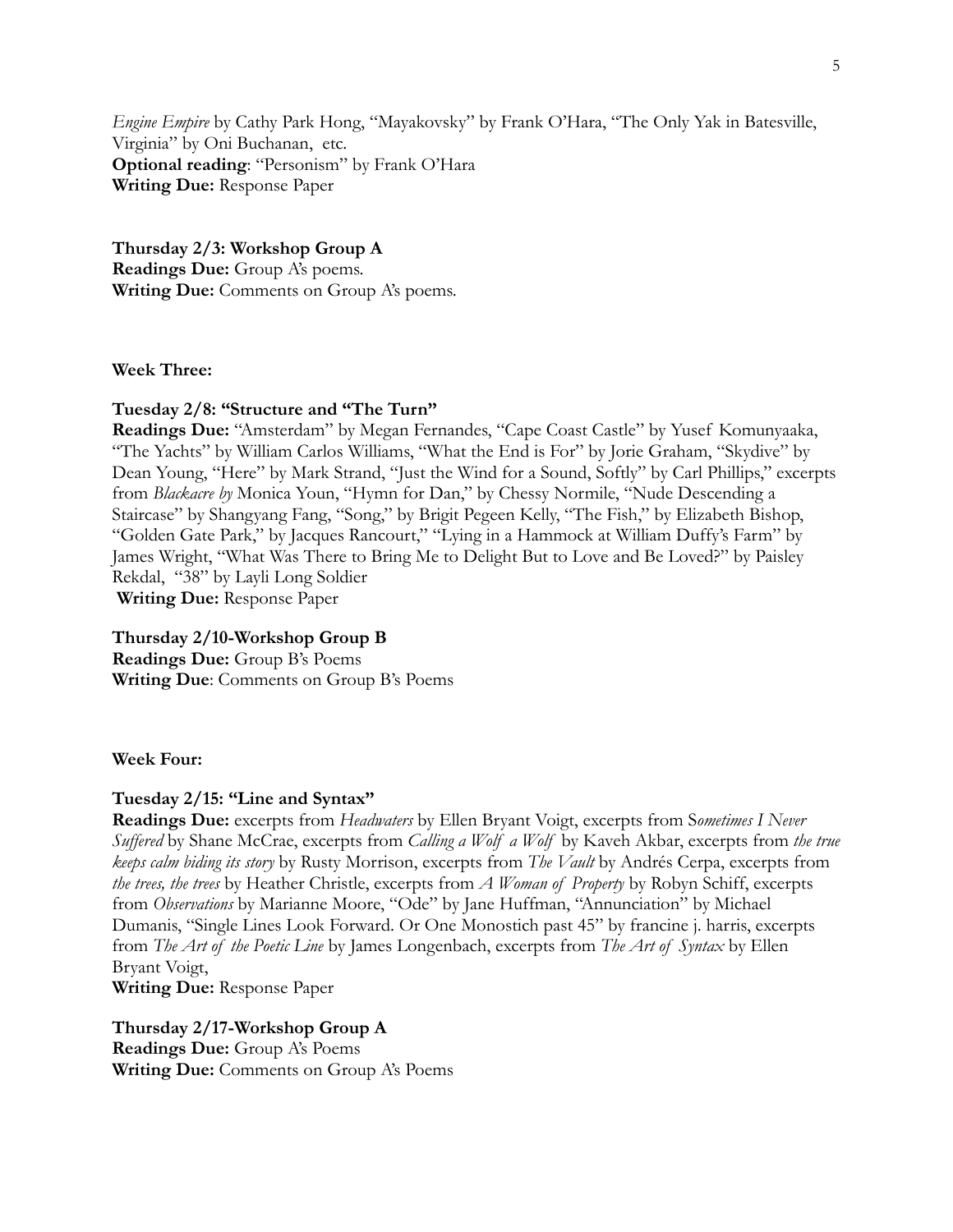*Engine Empire* by Cathy Park Hong, "Mayakovsky" by Frank O'Hara, "The Only Yak in Batesville, Virginia" by Oni Buchanan, etc.
**Optional reading**: "Personism" by Frank O'Hara
**Writing Due:** Response Paper

**Thursday 2/3: Workshop Group A**
**Readings Due:** Group A's poems.
**Writing Due:** Comments on Group A's poems.

**Week Three:**

**Tuesday 2/8: "Structure and "The Turn"**
**Readings Due:** "Amsterdam" by Megan Fernandes, "Cape Coast Castle" by Yusef Komunyaaka, "The Yachts" by William Carlos Williams, "What the End is For" by Jorie Graham, "Skydive" by Dean Young, "Here" by Mark Strand, "Just the Wind for a Sound, Softly" by Carl Phillips," excerpts from *Blackacre by* Monica Youn, "Hymn for Dan," by Chessy Normile, "Nude Descending a Staircase" by Shangyang Fang, "Song," by Brigit Pegeen Kelly, "The Fish," by Elizabeth Bishop, "Golden Gate Park," by Jacques Rancourt," "Lying in a Hammock at William Duffy's Farm" by James Wright, "What Was There to Bring Me to Delight But to Love and Be Loved?" by Paisley Rekdal, "38" by Layli Long Soldier
**Writing Due:** Response Paper

**Thursday 2/10-Workshop Group B**
**Readings Due:** Group B's Poems
**Writing Due**: Comments on Group B's Poems

**Week Four:**

**Tuesday 2/15: "Line and Syntax"**
**Readings Due:** excerpts from *Headwaters* by Ellen Bryant Voigt, excerpts from S*ometimes I Never Suffered* by Shane McCrae, excerpts from *Calling a Wolf a Wolf* by Kaveh Akbar, excerpts from *the true keeps calm biding its story* by Rusty Morrison, excerpts from *The Vault* by Andrés Cerpa, excerpts from *the trees, the trees* by Heather Christle, excerpts from *A Woman of Property* by Robyn Schiff, excerpts from *Observations* by Marianne Moore, "Ode" by Jane Huffman, "Annunciation" by Michael Dumanis, "Single Lines Look Forward. Or One Monostich past 45" by francine j. harris, excerpts from *The Art of the Poetic Line* by James Longenbach, excerpts from *The Art of Syntax* by Ellen Bryant Voigt,
**Writing Due:** Response Paper

**Thursday 2/17-Workshop Group A**
**Readings Due:** Group A's Poems
**Writing Due:** Comments on Group A's Poems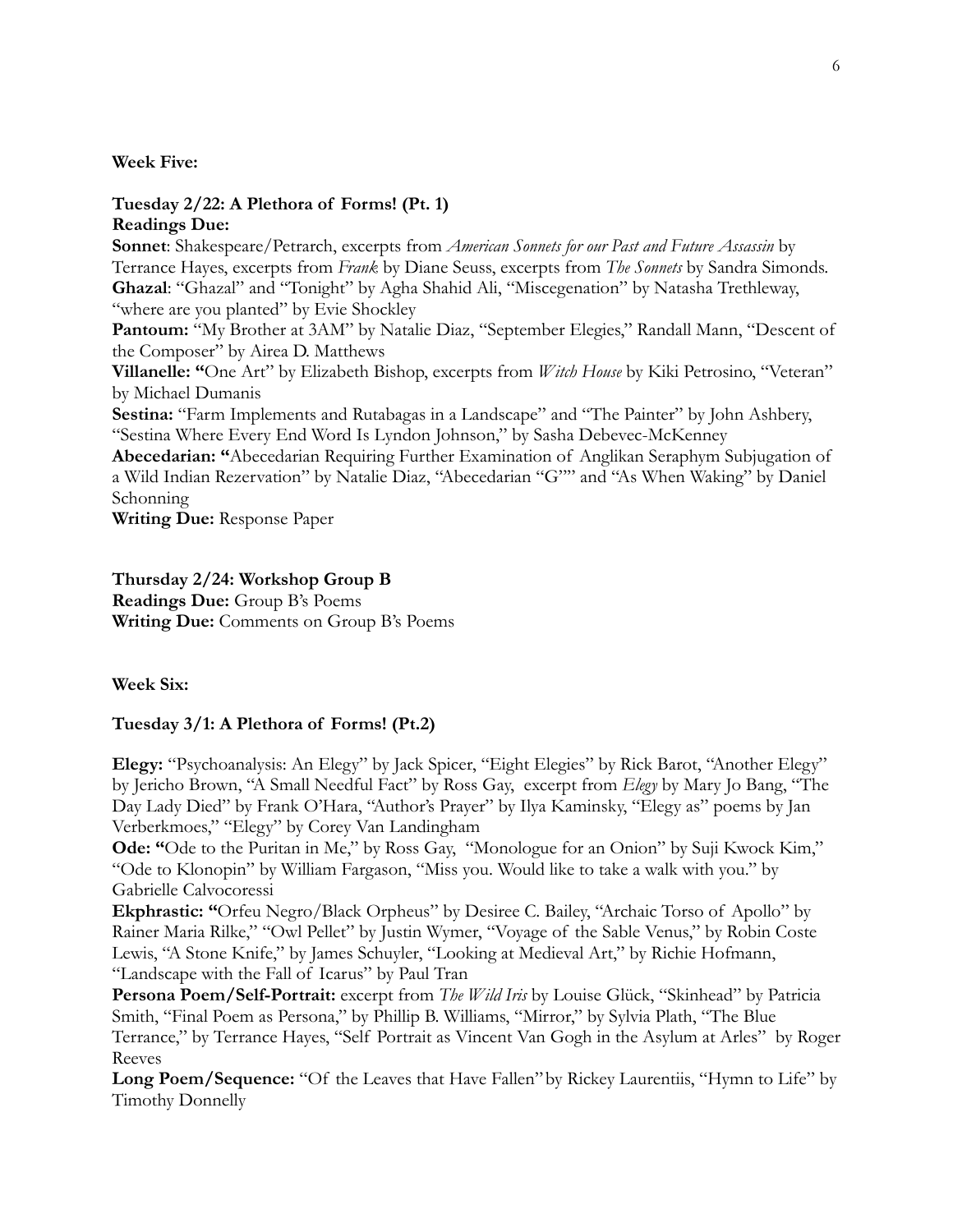**Week Five:**

**Tuesday 2/22: A Plethora of Forms! (Pt. 1)**
**Readings Due:**
**Sonnet**: Shakespeare/Petrarch, excerpts from *American Sonnets for our Past and Future Assassin* by Terrance Hayes, excerpts from *Frank* by Diane Seuss, excerpts from *The Sonnets* by Sandra Simonds.
**Ghazal**: "Ghazal" and "Tonight" by Agha Shahid Ali, "Miscegenation" by Natasha Trethleway, "where are you planted" by Evie Shockley
**Pantoum:** "My Brother at 3AM" by Natalie Diaz, "September Elegies," Randall Mann, "Descent of the Composer" by Airea D. Matthews
**Villanelle: "**One Art" by Elizabeth Bishop, excerpts from *Witch House* by Kiki Petrosino, "Veteran" by Michael Dumanis
**Sestina:** "Farm Implements and Rutabagas in a Landscape" and "The Painter" by John Ashbery, "Sestina Where Every End Word Is Lyndon Johnson," by Sasha Debevec-McKenney
**Abecedarian: "**Abecedarian Requiring Further Examination of Anglikan Seraphym Subjugation of a Wild Indian Rezervation" by Natalie Diaz, "Abecedarian "G"" and "As When Waking" by Daniel Schonning
**Writing Due:** Response Paper

**Thursday 2/24: Workshop Group B**
**Readings Due:** Group B's Poems
**Writing Due:** Comments on Group B's Poems

**Week Six:**

**Tuesday 3/1: A Plethora of Forms! (Pt.2)**

**Elegy:** "Psychoanalysis: An Elegy" by Jack Spicer, "Eight Elegies" by Rick Barot, "Another Elegy" by Jericho Brown, "A Small Needful Fact" by Ross Gay, excerpt from *Elegy* by Mary Jo Bang, "The Day Lady Died" by Frank O'Hara, "Author's Prayer" by Ilya Kaminsky, "Elegy as" poems by Jan Verberkmoes," "Elegy" by Corey Van Landingham
**Ode: "**Ode to the Puritan in Me," by Ross Gay, "Monologue for an Onion" by Suji Kwock Kim," "Ode to Klonopin" by William Fargason, "Miss you. Would like to take a walk with you." by Gabrielle Calvocoressi
**Ekphrastic: "**Orfeu Negro/Black Orpheus" by Desiree C. Bailey, "Archaic Torso of Apollo" by Rainer Maria Rilke," "Owl Pellet" by Justin Wymer, "Voyage of the Sable Venus," by Robin Coste Lewis, "A Stone Knife," by James Schuyler, "Looking at Medieval Art," by Richie Hofmann, "Landscape with the Fall of Icarus" by Paul Tran
**Persona Poem/Self-Portrait:** excerpt from *The Wild Iris* by Louise Glück, "Skinhead" by Patricia Smith, "Final Poem as Persona," by Phillip B. Williams, "Mirror," by Sylvia Plath, "The Blue Terrance," by Terrance Hayes, "Self Portrait as Vincent Van Gogh in the Asylum at Arles" by Roger Reeves
**Long Poem/Sequence:** "Of the Leaves that Have Fallen" by Rickey Laurentiis, "Hymn to Life" by Timothy Donnelly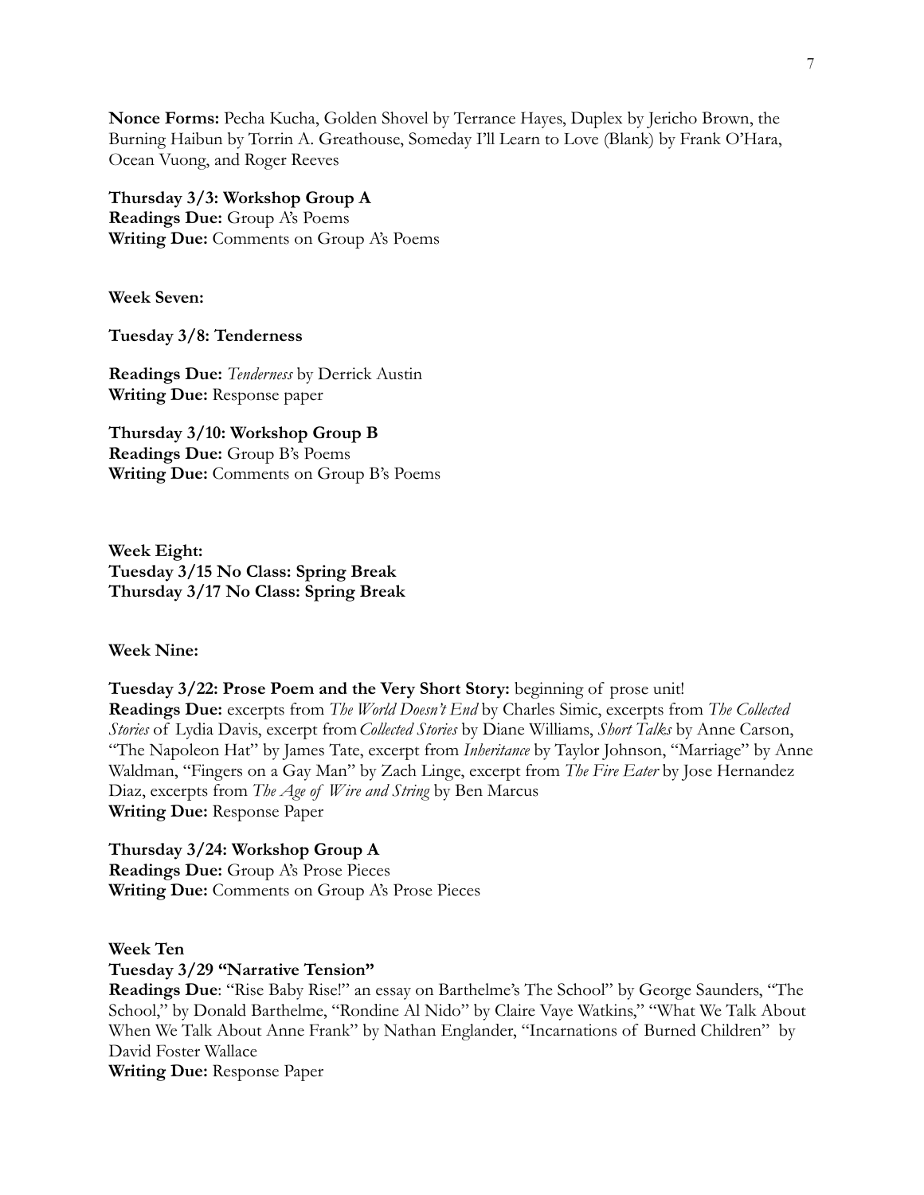**Nonce Forms:** Pecha Kucha, Golden Shovel by Terrance Hayes, Duplex by Jericho Brown, the Burning Haibun by Torrin A. Greathouse, Someday I'll Learn to Love (Blank) by Frank O'Hara, Ocean Vuong, and Roger Reeves

**Thursday 3/3: Workshop Group A**
**Readings Due:** Group A's Poems
**Writing Due:** Comments on Group A's Poems

**Week Seven:**

**Tuesday 3/8: Tenderness**

**Readings Due:** *Tenderness* by Derrick Austin
**Writing Due:** Response paper

**Thursday 3/10: Workshop Group B**
**Readings Due:** Group B's Poems
**Writing Due:** Comments on Group B's Poems

**Week Eight:**
**Tuesday 3/15 No Class: Spring Break**
**Thursday 3/17 No Class: Spring Break**

**Week Nine:**

**Tuesday 3/22: Prose Poem and the Very Short Story:** beginning of prose unit!
**Readings Due:** excerpts from *The World Doesn't End* by Charles Simic, excerpts from *The Collected Stories* of Lydia Davis, excerpt from *Collected Stories* by Diane Williams, *Short Talks* by Anne Carson, "The Napoleon Hat" by James Tate, excerpt from *Inheritance* by Taylor Johnson, "Marriage" by Anne Waldman, "Fingers on a Gay Man" by Zach Linge, excerpt from *The Fire Eater* by Jose Hernandez Diaz, excerpts from *The Age of Wire and String* by Ben Marcus
**Writing Due:** Response Paper

**Thursday 3/24: Workshop Group A**
**Readings Due:** Group A's Prose Pieces
**Writing Due:** Comments on Group A's Prose Pieces

**Week Ten**
**Tuesday 3/29 "Narrative Tension"**
**Readings Due**: "Rise Baby Rise!" an essay on Barthelme's The School" by George Saunders, "The School," by Donald Barthelme, "Rondine Al Nido" by Claire Vaye Watkins," "What We Talk About When We Talk About Anne Frank" by Nathan Englander, "Incarnations of Burned Children" by David Foster Wallace
**Writing Due:** Response Paper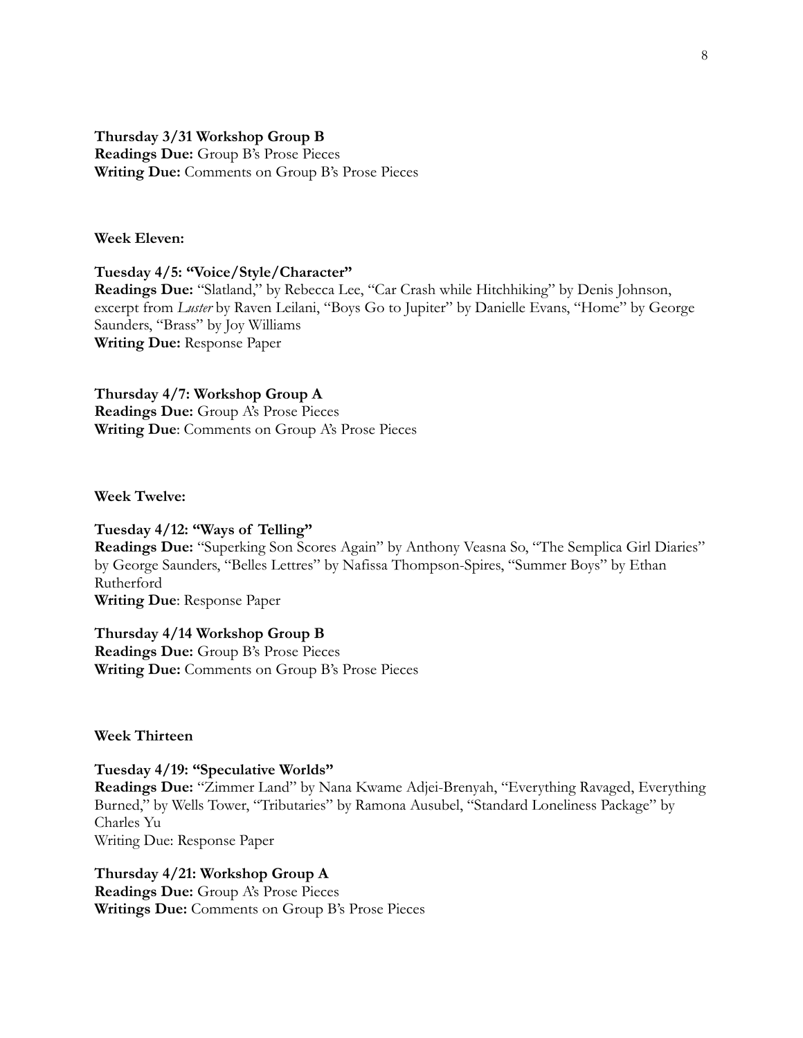**Thursday 3/31 Workshop Group B**
**Readings Due:** Group B's Prose Pieces
**Writing Due:** Comments on Group B's Prose Pieces

**Week Eleven:**

**Tuesday 4/5: "Voice/Style/Character"**
**Readings Due:** "Slatland," by Rebecca Lee, "Car Crash while Hitchhiking" by Denis Johnson, excerpt from *Luster* by Raven Leilani, "Boys Go to Jupiter" by Danielle Evans, "Home" by George Saunders, "Brass" by Joy Williams
**Writing Due:** Response Paper

**Thursday 4/7: Workshop Group A**
**Readings Due:** Group A's Prose Pieces
**Writing Due**: Comments on Group A's Prose Pieces

**Week Twelve:**

**Tuesday 4/12: "Ways of Telling"**
**Readings Due:** "Superking Son Scores Again" by Anthony Veasna So, "The Semplica Girl Diaries" by George Saunders, "Belles Lettres" by Nafissa Thompson-Spires, "Summer Boys" by Ethan Rutherford
**Writing Due**: Response Paper

**Thursday 4/14 Workshop Group B**
**Readings Due:** Group B's Prose Pieces
**Writing Due:** Comments on Group B's Prose Pieces

**Week Thirteen**

**Tuesday 4/19: "Speculative Worlds"**
**Readings Due:** "Zimmer Land" by Nana Kwame Adjei-Brenyah, "Everything Ravaged, Everything Burned," by Wells Tower, "Tributaries" by Ramona Ausubel, "Standard Loneliness Package" by Charles Yu
Writing Due: Response Paper

**Thursday 4/21: Workshop Group A**
**Readings Due:** Group A's Prose Pieces
**Writings Due:** Comments on Group B's Prose Pieces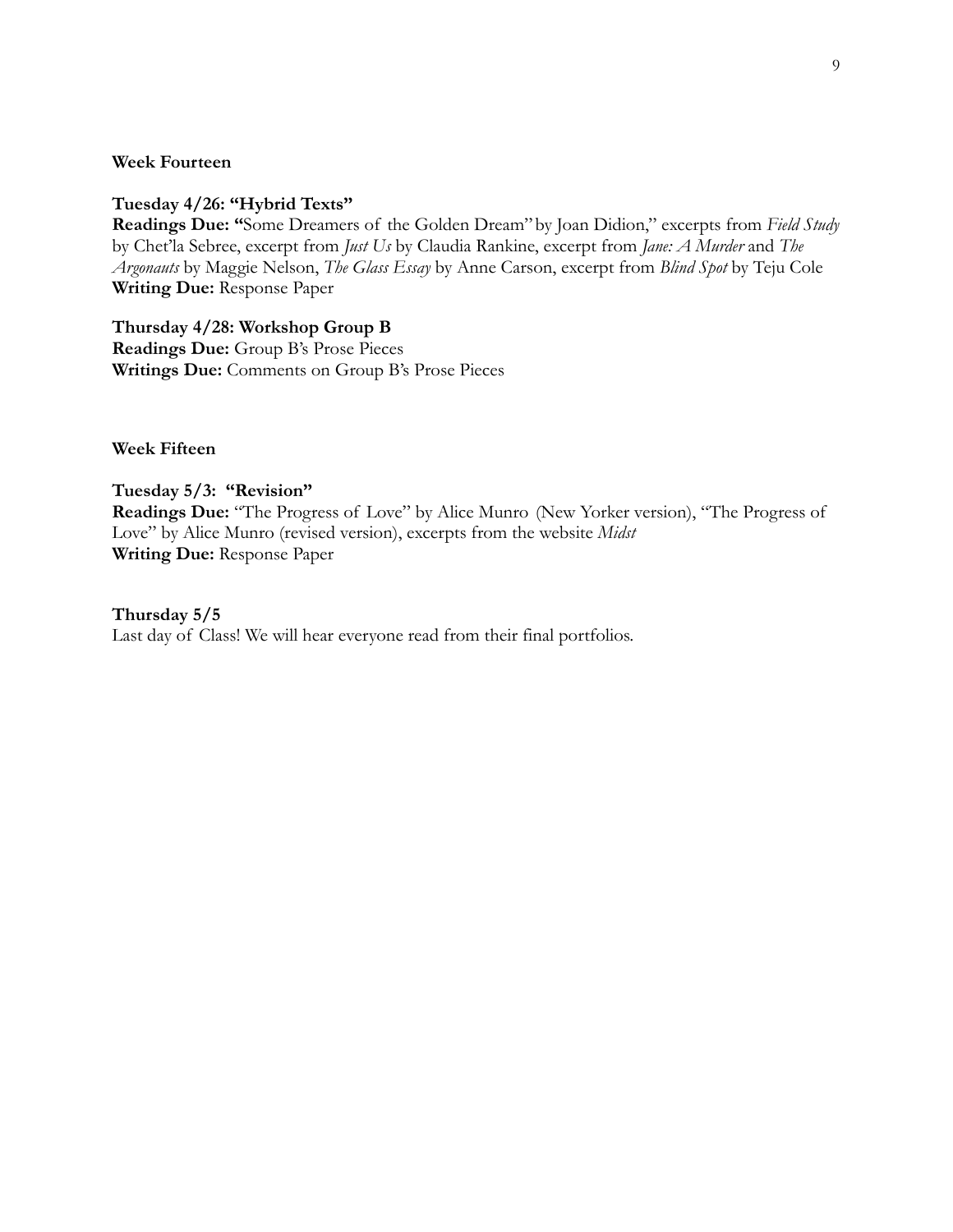**Week Fourteen**

**Tuesday 4/26: "Hybrid Texts"**
**Readings Due: "**Some Dreamers of the Golden Dream" by Joan Didion," excerpts from *Field Study* by Chet'la Sebree, excerpt from *Just Us* by Claudia Rankine, excerpt from *Jane: A Murder* and *The Argonauts* by Maggie Nelson, *The Glass Essay* by Anne Carson, excerpt from *Blind Spot* by Teju Cole
**Writing Due:** Response Paper

**Thursday 4/28: Workshop Group B**
**Readings Due:** Group B's Prose Pieces
**Writings Due:** Comments on Group B's Prose Pieces

**Week Fifteen**

**Tuesday 5/3: "Revision"**
**Readings Due:** "The Progress of Love" by Alice Munro (New Yorker version), "The Progress of Love" by Alice Munro (revised version), excerpts from the website *Midst*
**Writing Due:** Response Paper

**Thursday 5/5**
Last day of Class! We will hear everyone read from their final portfolios.